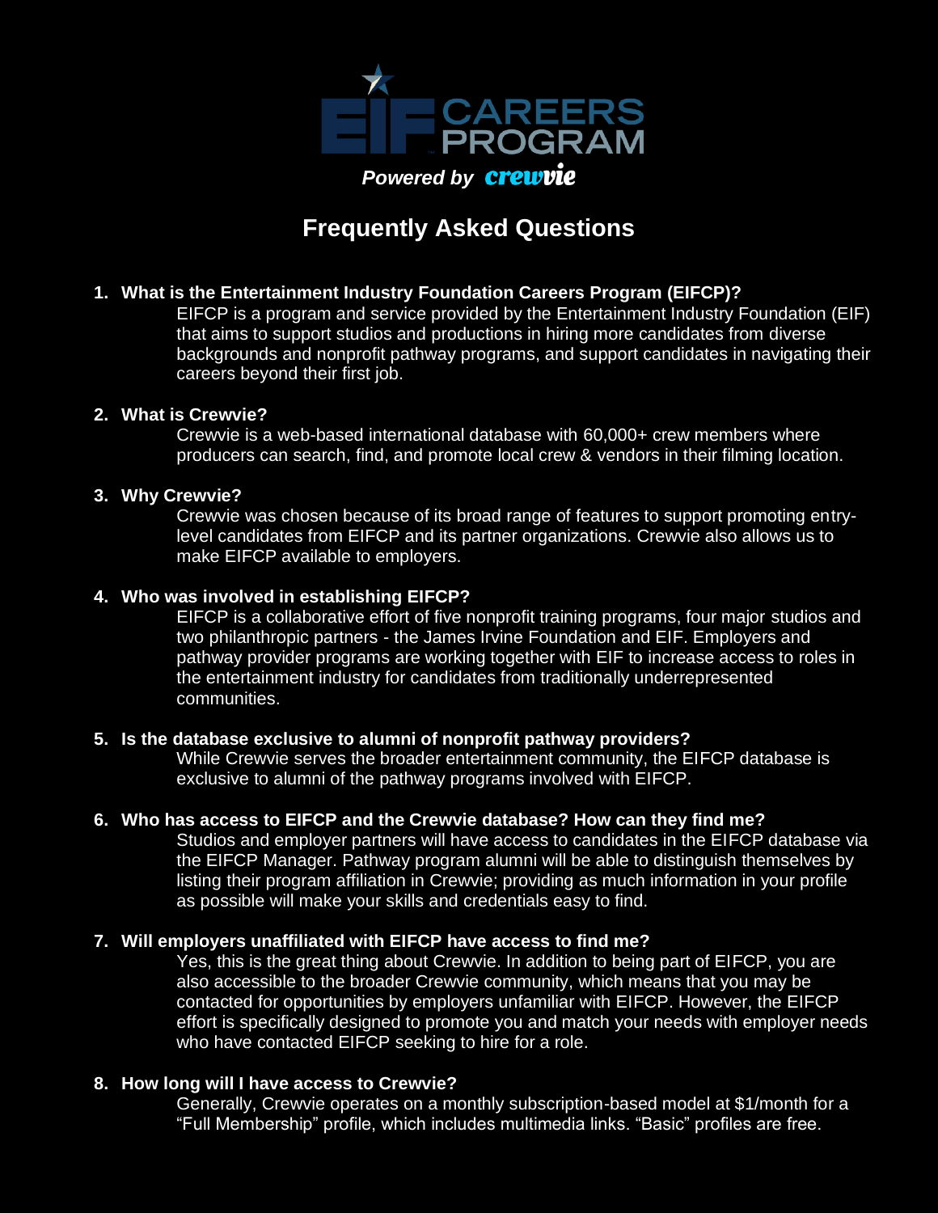# EIF CAREERS PROGRAM

*Powered by crewvie*

## Frequently Asked Questions

1. **What is the Entertainment Industry Foundation Careers Program (EIFCP)?**
   EIFCP is a program and service provided by the Entertainment Industry Foundation (EIF) that aims to support studios and productions in hiring more candidates from diverse backgrounds and nonprofit pathway programs, and support candidates in navigating their careers beyond their first job.

2. **What is Crewvie?**
   Crewvie is a web-based international database with 60,000+ crew members where producers can search, find, and promote local crew & vendors in their filming location.

3. **Why Crewvie?**
   Crewvie was chosen because of its broad range of features to support promoting entry-level candidates from EIFCP and its partner organizations. Crewvie also allows us to make EIFCP available to employers.

4. **Who was involved in establishing EIFCP?**
   EIFCP is a collaborative effort of five nonprofit training programs, four major studios and two philanthropic partners - the James Irvine Foundation and EIF. Employers and pathway provider programs are working together with EIF to increase access to roles in the entertainment industry for candidates from traditionally underrepresented communities.

5. **Is the database exclusive to alumni of nonprofit pathway providers?**
   While Crewvie serves the broader entertainment community, the EIFCP database is exclusive to alumni of the pathway programs involved with EIFCP.

6. **Who has access to EIFCP and the Crewvie database? How can they find me?**
   Studios and employer partners will have access to candidates in the EIFCP database via the EIFCP Manager. Pathway program alumni will be able to distinguish themselves by listing their program affiliation in Crewvie; providing as much information in your profile as possible will make your skills and credentials easy to find.

7. **Will employers unaffiliated with EIFCP have access to find me?**
   Yes, this is the great thing about Crewvie. In addition to being part of EIFCP, you are also accessible to the broader Crewvie community, which means that you may be contacted for opportunities by employers unfamiliar with EIFCP. However, the EIFCP effort is specifically designed to promote you and match your needs with employer needs who have contacted EIFCP seeking to hire for a role.

8. **How long will I have access to Crewvie?**
   Generally, Crewvie operates on a monthly subscription-based model at $1/month for a "Full Membership" profile, which includes multimedia links. "Basic" profiles are free.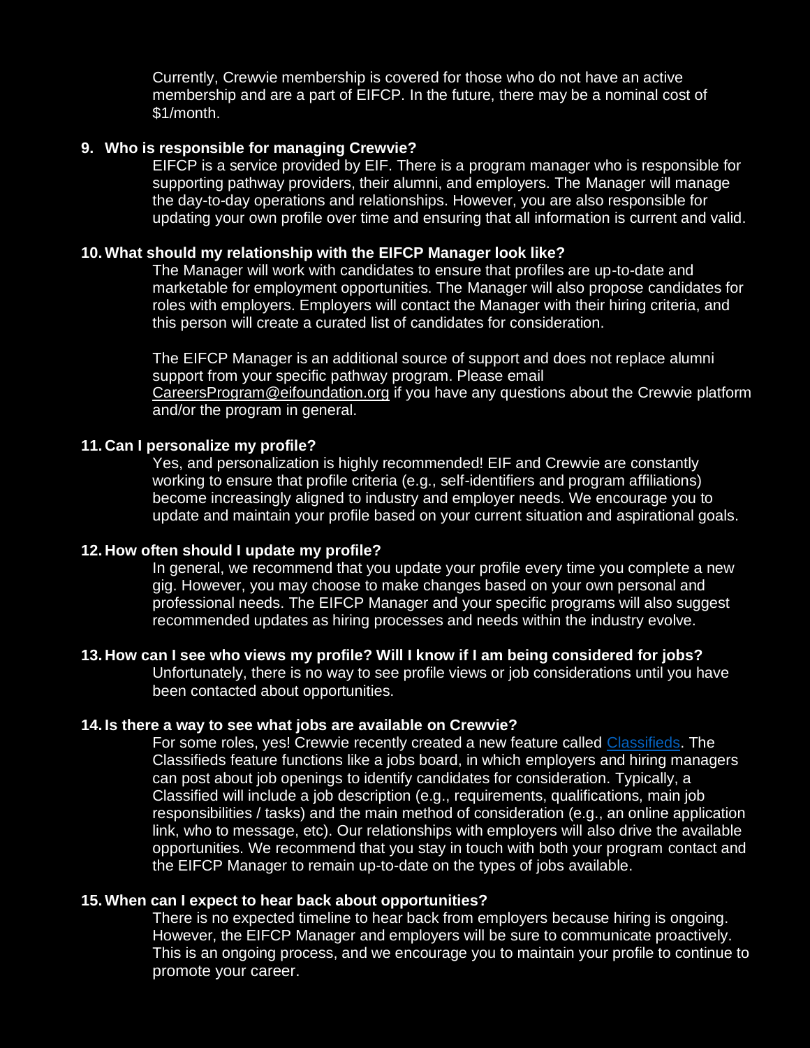Currently, Crewvie membership is covered for those who do not have an active membership and are a part of EIFCP. In the future, there may be a nominal cost of $1/month.

9. **Who is responsible for managing Crewvie?**

   EIFCP is a service provided by EIF. There is a program manager who is responsible for supporting pathway providers, their alumni, and employers. The Manager will manage the day-to-day operations and relationships. However, you are also responsible for updating your own profile over time and ensuring that all information is current and valid.

10. **What should my relationship with the EIFCP Manager look like?**

    The Manager will work with candidates to ensure that profiles are up-to-date and marketable for employment opportunities. The Manager will also propose candidates for roles with employers. Employers will contact the Manager with their hiring criteria, and this person will create a curated list of candidates for consideration.

    The EIFCP Manager is an additional source of support and does not replace alumni support from your specific pathway program. Please email CareersProgram@eifoundation.org if you have any questions about the Crewvie platform and/or the program in general.

11. **Can I personalize my profile?**

    Yes, and personalization is highly recommended! EIF and Crewvie are constantly working to ensure that profile criteria (e.g., self-identifiers and program affiliations) become increasingly aligned to industry and employer needs. We encourage you to update and maintain your profile based on your current situation and aspirational goals.

12. **How often should I update my profile?**

    In general, we recommend that you update your profile every time you complete a new gig. However, you may choose to make changes based on your own personal and professional needs. The EIFCP Manager and your specific programs will also suggest recommended updates as hiring processes and needs within the industry evolve.

13. **How can I see who views my profile? Will I know if I am being considered for jobs?**

    Unfortunately, there is no way to see profile views or job considerations until you have been contacted about opportunities.

14. **Is there a way to see what jobs are available on Crewvie?**

    For some roles, yes! Crewvie recently created a new feature called Classifieds. The Classifieds feature functions like a jobs board, in which employers and hiring managers can post about job openings to identify candidates for consideration. Typically, a Classified will include a job description (e.g., requirements, qualifications, main job responsibilities / tasks) and the main method of consideration (e.g., an online application link, who to message, etc). Our relationships with employers will also drive the available opportunities. We recommend that you stay in touch with both your program contact and the EIFCP Manager to remain up-to-date on the types of jobs available.

15. **When can I expect to hear back about opportunities?**

    There is no expected timeline to hear back from employers because hiring is ongoing. However, the EIFCP Manager and employers will be sure to communicate proactively. This is an ongoing process, and we encourage you to maintain your profile to continue to promote your career.